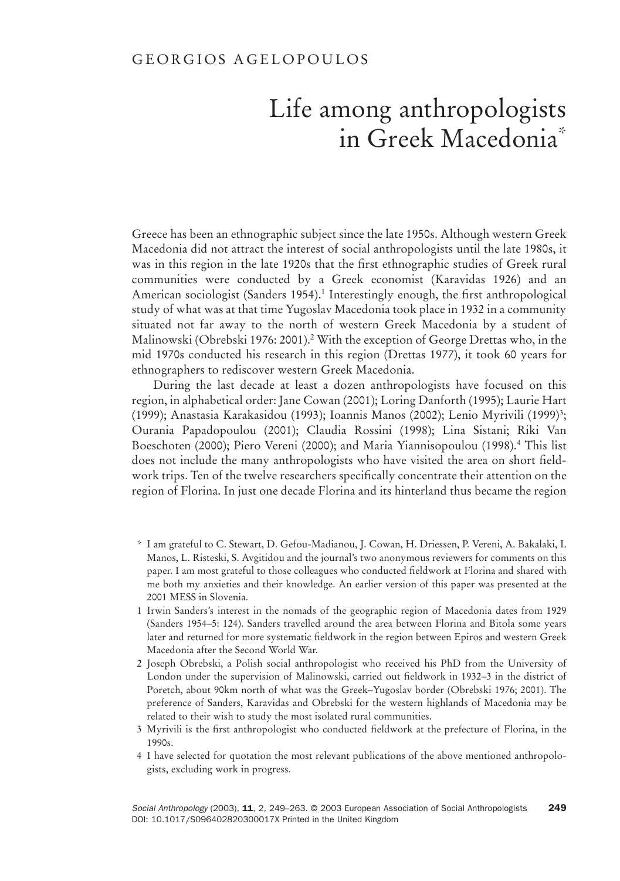GEORGIOS AGELOPOULOS

# Life among anthropologists in Greek Macedonia*

Greece has been an ethnographic subject since the late 1950s. Although western Greek Macedonia did not attract the interest of social anthropologists until the late 1980s, it was in this region in the late 1920s that the first ethnographic studies of Greek rural communities were conducted by a Greek economist (Karavidas 1926) and an American sociologist (Sanders 1954).[1] Interestingly enough, the first anthropological study of what was at that time Yugoslav Macedonia took place in 1932 in a community situated not far away to the north of western Greek Macedonia by a student of Malinowski (Obrebski 1976: 2001).[2] With the exception of George Drettas who, in the mid 1970s conducted his research in this region (Drettas 1977), it took 60 years for ethnographers to rediscover western Greek Macedonia.

During the last decade at least a dozen anthropologists have focused on this region, in alphabetical order: Jane Cowan (2001); Loring Danforth (1995); Laurie Hart (1999); Anastasia Karakasidou (1993); Ioannis Manos (2002); Lenio Myrivili (1999)[3]; Ourania Papadopoulou (2001); Claudia Rossini (1998); Lina Sistani; Riki Van Boeschoten (2000); Piero Vereni (2000); and Maria Yiannisopoulou (1998).[4] This list does not include the many anthropologists who have visited the area on short fieldwork trips. Ten of the twelve researchers specifically concentrate their attention on the region of Florina. In just one decade Florina and its hinterland thus became the region

\* I am grateful to C. Stewart, D. Gefou-Madianou, J. Cowan, H. Driessen, P. Vereni, A. Bakalaki, I. Manos, L. Risteski, S. Avgitidou and the journal's two anonymous reviewers for comments on this paper. I am most grateful to those colleagues who conducted fieldwork at Florina and shared with me both my anxieties and their knowledge. An earlier version of this paper was presented at the 2001 MESS in Slovenia.

1 Irwin Sanders's interest in the nomads of the geographic region of Macedonia dates from 1929 (Sanders 1954–5: 124). Sanders travelled around the area between Florina and Bitola some years later and returned for more systematic fieldwork in the region between Epiros and western Greek Macedonia after the Second World War.

2 Joseph Obrebski, a Polish social anthropologist who received his PhD from the University of London under the supervision of Malinowski, carried out fieldwork in 1932–3 in the district of Poretch, about 90km north of what was the Greek–Yugoslav border (Obrebski 1976; 2001). The preference of Sanders, Karavidas and Obrebski for the western highlands of Macedonia may be related to their wish to study the most isolated rural communities.

3 Myrivili is the first anthropologist who conducted fieldwork at the prefecture of Florina, in the 1990s.

4 I have selected for quotation the most relevant publications of the above mentioned anthropologists, excluding work in progress.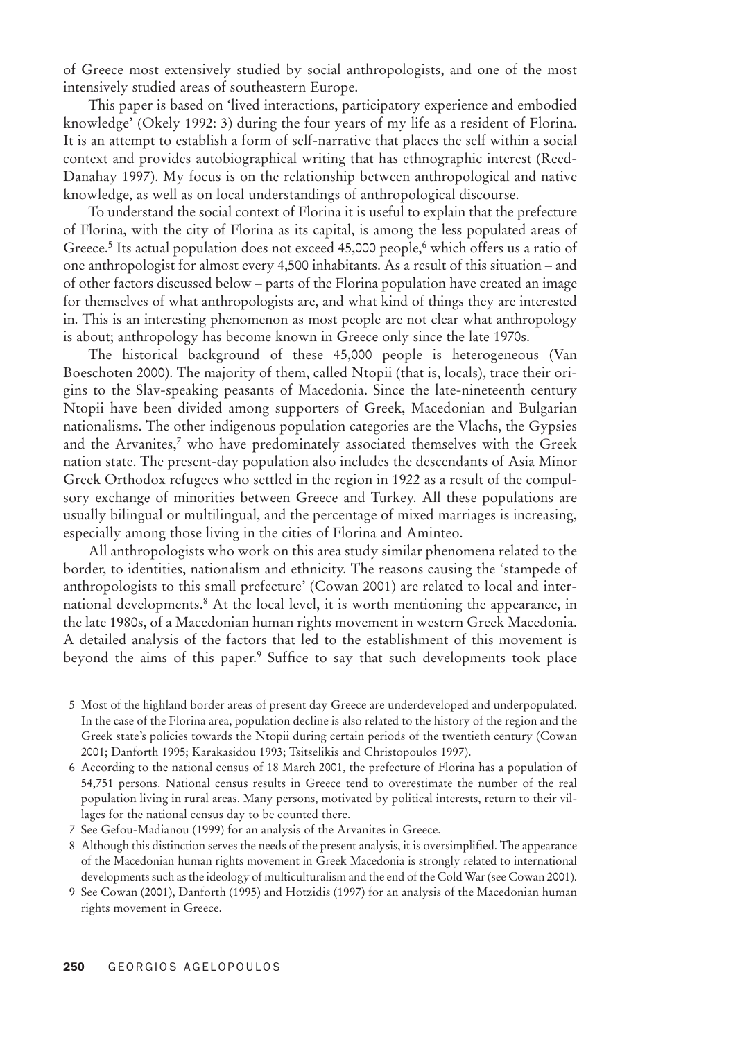of Greece most extensively studied by social anthropologists, and one of the most intensively studied areas of southeastern Europe.

This paper is based on 'lived interactions, participatory experience and embodied knowledge' (Okely 1992: 3) during the four years of my life as a resident of Florina. It is an attempt to establish a form of self-narrative that places the self within a social context and provides autobiographical writing that has ethnographic interest (Reed-Danahay 1997). My focus is on the relationship between anthropological and native knowledge, as well as on local understandings of anthropological discourse.

To understand the social context of Florina it is useful to explain that the prefecture of Florina, with the city of Florina as its capital, is among the less populated areas of Greece.[5] Its actual population does not exceed 45,000 people,[6] which offers us a ratio of one anthropologist for almost every 4,500 inhabitants. As a result of this situation – and of other factors discussed below – parts of the Florina population have created an image for themselves of what anthropologists are, and what kind of things they are interested in. This is an interesting phenomenon as most people are not clear what anthropology is about; anthropology has become known in Greece only since the late 1970s.

The historical background of these 45,000 people is heterogeneous (Van Boeschoten 2000). The majority of them, called Ntopii (that is, locals), trace their origins to the Slav-speaking peasants of Macedonia. Since the late-nineteenth century Ntopii have been divided among supporters of Greek, Macedonian and Bulgarian nationalisms. The other indigenous population categories are the Vlachs, the Gypsies and the Arvanites,[7] who have predominately associated themselves with the Greek nation state. The present-day population also includes the descendants of Asia Minor Greek Orthodox refugees who settled in the region in 1922 as a result of the compulsory exchange of minorities between Greece and Turkey. All these populations are usually bilingual or multilingual, and the percentage of mixed marriages is increasing, especially among those living in the cities of Florina and Aminteo.

All anthropologists who work on this area study similar phenomena related to the border, to identities, nationalism and ethnicity. The reasons causing the 'stampede of anthropologists to this small prefecture' (Cowan 2001) are related to local and international developments.[8] At the local level, it is worth mentioning the appearance, in the late 1980s, of a Macedonian human rights movement in western Greek Macedonia. A detailed analysis of the factors that led to the establishment of this movement is beyond the aims of this paper.[9] Suffice to say that such developments took place

5 Most of the highland border areas of present day Greece are underdeveloped and underpopulated. In the case of the Florina area, population decline is also related to the history of the region and the Greek state's policies towards the Ntopii during certain periods of the twentieth century (Cowan 2001; Danforth 1995; Karakasidou 1993; Tsitselikis and Christopoulos 1997).

6 According to the national census of 18 March 2001, the prefecture of Florina has a population of 54,751 persons. National census results in Greece tend to overestimate the number of the real population living in rural areas. Many persons, motivated by political interests, return to their villages for the national census day to be counted there.

7 See Gefou-Madianou (1999) for an analysis of the Arvanites in Greece.

8 Although this distinction serves the needs of the present analysis, it is oversimplified. The appearance of the Macedonian human rights movement in Greek Macedonia is strongly related to international developments such as the ideology of multiculturalism and the end of the Cold War (see Cowan 2001).

9 See Cowan (2001), Danforth (1995) and Hotzidis (1997) for an analysis of the Macedonian human rights movement in Greece.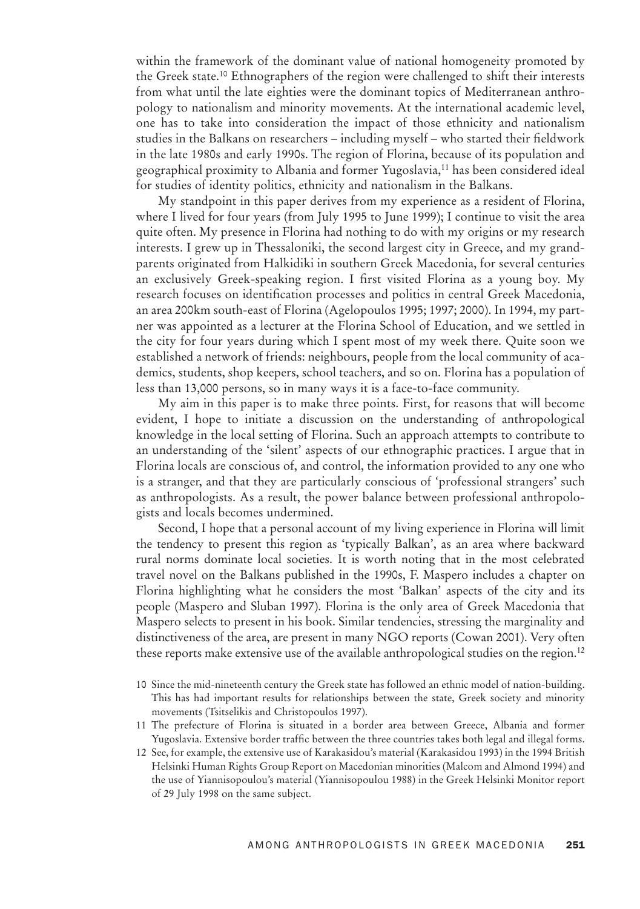within the framework of the dominant value of national homogeneity promoted by the Greek state.[10] Ethnographers of the region were challenged to shift their interests from what until the late eighties were the dominant topics of Mediterranean anthropology to nationalism and minority movements. At the international academic level, one has to take into consideration the impact of those ethnicity and nationalism studies in the Balkans on researchers – including myself – who started their fieldwork in the late 1980s and early 1990s. The region of Florina, because of its population and geographical proximity to Albania and former Yugoslavia,[11] has been considered ideal for studies of identity politics, ethnicity and nationalism in the Balkans.

My standpoint in this paper derives from my experience as a resident of Florina, where I lived for four years (from July 1995 to June 1999); I continue to visit the area quite often. My presence in Florina had nothing to do with my origins or my research interests. I grew up in Thessaloniki, the second largest city in Greece, and my grandparents originated from Halkidiki in southern Greek Macedonia, for several centuries an exclusively Greek-speaking region. I first visited Florina as a young boy. My research focuses on identification processes and politics in central Greek Macedonia, an area 200km south-east of Florina (Agelopoulos 1995; 1997; 2000). In 1994, my partner was appointed as a lecturer at the Florina School of Education, and we settled in the city for four years during which I spent most of my week there. Quite soon we established a network of friends: neighbours, people from the local community of academics, students, shop keepers, school teachers, and so on. Florina has a population of less than 13,000 persons, so in many ways it is a face-to-face community.

My aim in this paper is to make three points. First, for reasons that will become evident, I hope to initiate a discussion on the understanding of anthropological knowledge in the local setting of Florina. Such an approach attempts to contribute to an understanding of the 'silent' aspects of our ethnographic practices. I argue that in Florina locals are conscious of, and control, the information provided to any one who is a stranger, and that they are particularly conscious of 'professional strangers' such as anthropologists. As a result, the power balance between professional anthropologists and locals becomes undermined.

Second, I hope that a personal account of my living experience in Florina will limit the tendency to present this region as 'typically Balkan', as an area where backward rural norms dominate local societies. It is worth noting that in the most celebrated travel novel on the Balkans published in the 1990s, F. Maspero includes a chapter on Florina highlighting what he considers the most 'Balkan' aspects of the city and its people (Maspero and Sluban 1997). Florina is the only area of Greek Macedonia that Maspero selects to present in his book. Similar tendencies, stressing the marginality and distinctiveness of the area, are present in many NGO reports (Cowan 2001). Very often these reports make extensive use of the available anthropological studies on the region.[12]

10 Since the mid-nineteenth century the Greek state has followed an ethnic model of nation-building. This has had important results for relationships between the state, Greek society and minority movements (Tsitselikis and Christopoulos 1997).

11 The prefecture of Florina is situated in a border area between Greece, Albania and former Yugoslavia. Extensive border traffic between the three countries takes both legal and illegal forms.

12 See, for example, the extensive use of Karakasidou's material (Karakasidou 1993) in the 1994 British Helsinki Human Rights Group Report on Macedonian minorities (Malcom and Almond 1994) and the use of Yiannisopoulou's material (Yiannisopoulou 1988) in the Greek Helsinki Monitor report of 29 July 1998 on the same subject.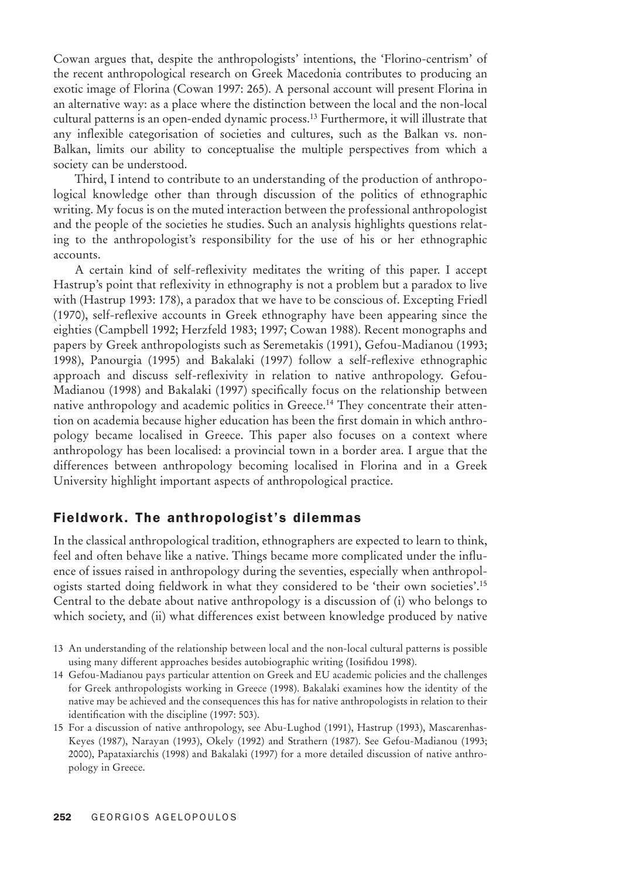Cowan argues that, despite the anthropologists' intentions, the 'Florino-centrism' of the recent anthropological research on Greek Macedonia contributes to producing an exotic image of Florina (Cowan 1997: 265). A personal account will present Florina in an alternative way: as a place where the distinction between the local and the non-local cultural patterns is an open-ended dynamic process.[13] Furthermore, it will illustrate that any inflexible categorisation of societies and cultures, such as the Balkan vs. non-Balkan, limits our ability to conceptualise the multiple perspectives from which a society can be understood.

Third, I intend to contribute to an understanding of the production of anthropological knowledge other than through discussion of the politics of ethnographic writing. My focus is on the muted interaction between the professional anthropologist and the people of the societies he studies. Such an analysis highlights questions relating to the anthropologist's responsibility for the use of his or her ethnographic accounts.

A certain kind of self-reflexivity meditates the writing of this paper. I accept Hastrup's point that reflexivity in ethnography is not a problem but a paradox to live with (Hastrup 1993: 178), a paradox that we have to be conscious of. Excepting Friedl (1970), self-reflexive accounts in Greek ethnography have been appearing since the eighties (Campbell 1992; Herzfeld 1983; 1997; Cowan 1988). Recent monographs and papers by Greek anthropologists such as Seremetakis (1991), Gefou-Madianou (1993; 1998), Panourgia (1995) and Bakalaki (1997) follow a self-reflexive ethnographic approach and discuss self-reflexivity in relation to native anthropology. Gefou-Madianou (1998) and Bakalaki (1997) specifically focus on the relationship between native anthropology and academic politics in Greece.[14] They concentrate their attention on academia because higher education has been the first domain in which anthropology became localised in Greece. This paper also focuses on a context where anthropology has been localised: a provincial town in a border area. I argue that the differences between anthropology becoming localised in Florina and in a Greek University highlight important aspects of anthropological practice.

## Fieldwork. The anthropologist's dilemmas

In the classical anthropological tradition, ethnographers are expected to learn to think, feel and often behave like a native. Things became more complicated under the influence of issues raised in anthropology during the seventies, especially when anthropologists started doing fieldwork in what they considered to be 'their own societies'.[15] Central to the debate about native anthropology is a discussion of (i) who belongs to which society, and (ii) what differences exist between knowledge produced by native

13 An understanding of the relationship between local and the non-local cultural patterns is possible using many different approaches besides autobiographic writing (Iosifidou 1998).

14 Gefou-Madianou pays particular attention on Greek and EU academic policies and the challenges for Greek anthropologists working in Greece (1998). Bakalaki examines how the identity of the native may be achieved and the consequences this has for native anthropologists in relation to their identification with the discipline (1997: 503).

15 For a discussion of native anthropology, see Abu-Lughod (1991), Hastrup (1993), Mascarenhas-Keyes (1987), Narayan (1993), Okely (1992) and Strathern (1987). See Gefou-Madianou (1993; 2000), Papataxiarchis (1998) and Bakalaki (1997) for a more detailed discussion of native anthropology in Greece.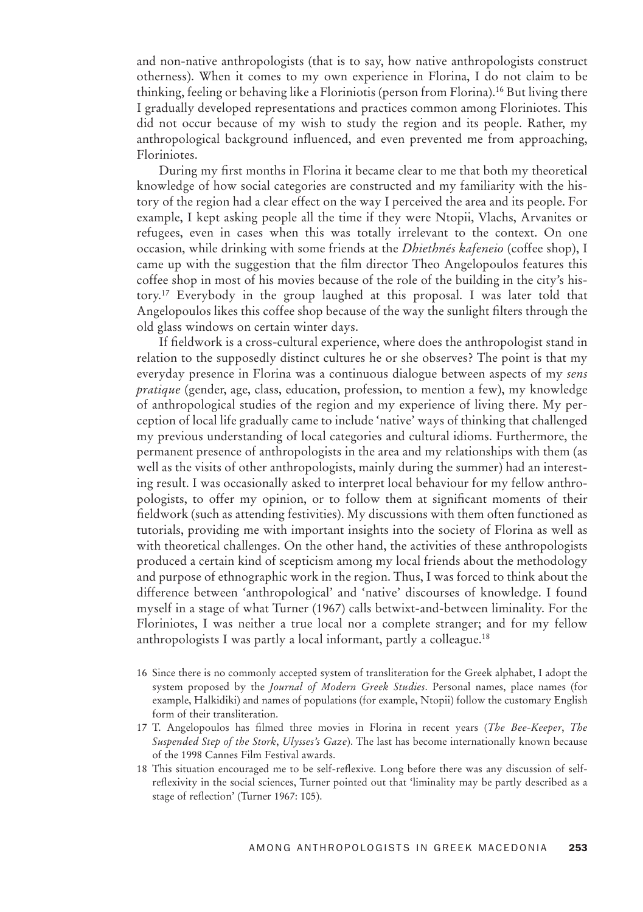and non-native anthropologists (that is to say, how native anthropologists construct otherness). When it comes to my own experience in Florina, I do not claim to be thinking, feeling or behaving like a Floriniotis (person from Florina).[16] But living there I gradually developed representations and practices common among Floriniotes. This did not occur because of my wish to study the region and its people. Rather, my anthropological background influenced, and even prevented me from approaching, Floriniotes.

During my first months in Florina it became clear to me that both my theoretical knowledge of how social categories are constructed and my familiarity with the history of the region had a clear effect on the way I perceived the area and its people. For example, I kept asking people all the time if they were Ntopii, Vlachs, Arvanites or refugees, even in cases when this was totally irrelevant to the context. On one occasion, while drinking with some friends at the *Dhiethnés kafeneio* (coffee shop), I came up with the suggestion that the film director Theo Angelopoulos features this coffee shop in most of his movies because of the role of the building in the city's history.[17] Everybody in the group laughed at this proposal. I was later told that Angelopoulos likes this coffee shop because of the way the sunlight filters through the old glass windows on certain winter days.

If fieldwork is a cross-cultural experience, where does the anthropologist stand in relation to the supposedly distinct cultures he or she observes? The point is that my everyday presence in Florina was a continuous dialogue between aspects of my *sens pratique* (gender, age, class, education, profession, to mention a few), my knowledge of anthropological studies of the region and my experience of living there. My perception of local life gradually came to include 'native' ways of thinking that challenged my previous understanding of local categories and cultural idioms. Furthermore, the permanent presence of anthropologists in the area and my relationships with them (as well as the visits of other anthropologists, mainly during the summer) had an interesting result. I was occasionally asked to interpret local behaviour for my fellow anthropologists, to offer my opinion, or to follow them at significant moments of their fieldwork (such as attending festivities). My discussions with them often functioned as tutorials, providing me with important insights into the society of Florina as well as with theoretical challenges. On the other hand, the activities of these anthropologists produced a certain kind of scepticism among my local friends about the methodology and purpose of ethnographic work in the region. Thus, I was forced to think about the difference between 'anthropological' and 'native' discourses of knowledge. I found myself in a stage of what Turner (1967) calls betwixt-and-between liminality. For the Floriniotes, I was neither a true local nor a complete stranger; and for my fellow anthropologists I was partly a local informant, partly a colleague.[18]

16 Since there is no commonly accepted system of transliteration for the Greek alphabet, I adopt the system proposed by the *Journal of Modern Greek Studies*. Personal names, place names (for example, Halkidiki) and names of populations (for example, Ntopii) follow the customary English form of their transliteration.

17 T. Angelopoulos has filmed three movies in Florina in recent years (*The Bee-Keeper*, *The Suspended Step of the Stork*, *Ulysses's Gaze*). The last has become internationally known because of the 1998 Cannes Film Festival awards.

18 This situation encouraged me to be self-reflexive. Long before there was any discussion of self-reflexivity in the social sciences, Turner pointed out that 'liminality may be partly described as a stage of reflection' (Turner 1967: 105).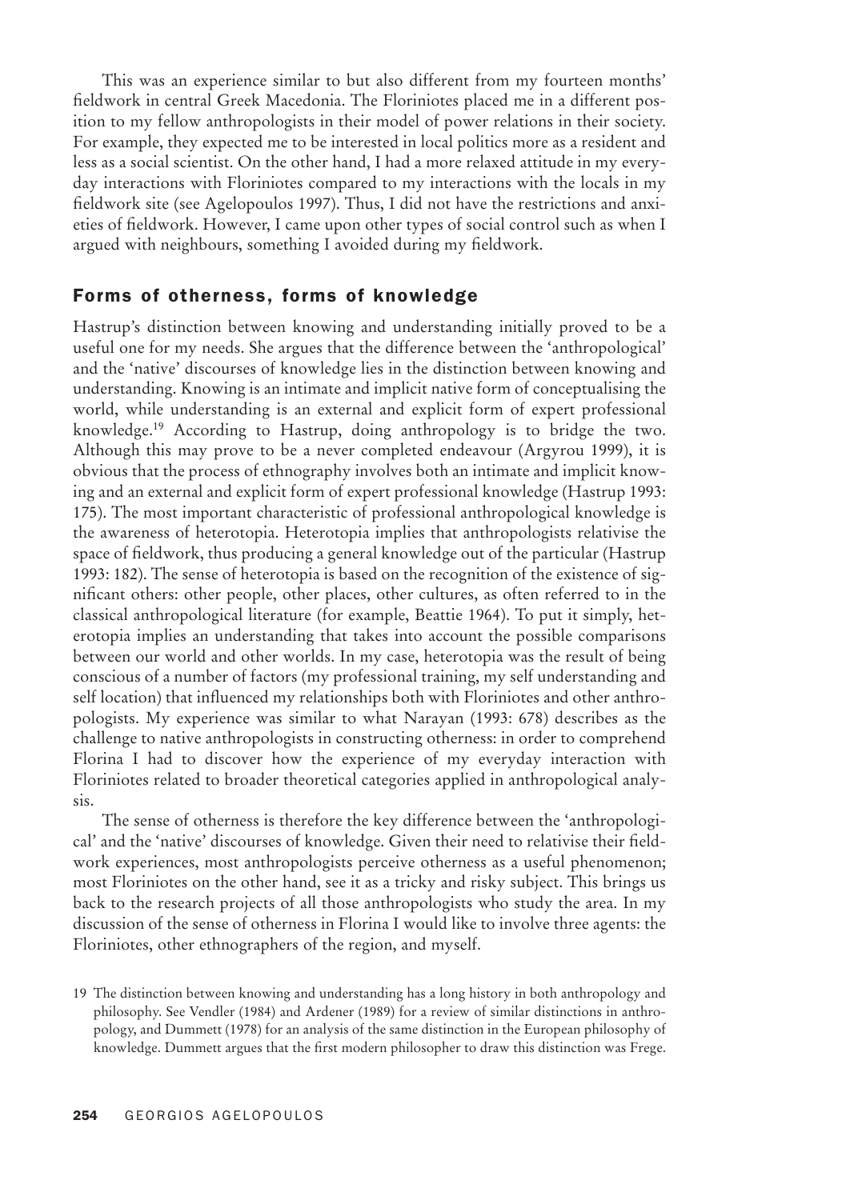This was an experience similar to but also different from my fourteen months' fieldwork in central Greek Macedonia. The Floriniotes placed me in a different position to my fellow anthropologists in their model of power relations in their society. For example, they expected me to be interested in local politics more as a resident and less as a social scientist. On the other hand, I had a more relaxed attitude in my everyday interactions with Floriniotes compared to my interactions with the locals in my fieldwork site (see Agelopoulos 1997). Thus, I did not have the restrictions and anxieties of fieldwork. However, I came upon other types of social control such as when I argued with neighbours, something I avoided during my fieldwork.

## Forms of otherness, forms of knowledge

Hastrup's distinction between knowing and understanding initially proved to be a useful one for my needs. She argues that the difference between the 'anthropological' and the 'native' discourses of knowledge lies in the distinction between knowing and understanding. Knowing is an intimate and implicit native form of conceptualising the world, while understanding is an external and explicit form of expert professional knowledge.[19] According to Hastrup, doing anthropology is to bridge the two. Although this may prove to be a never completed endeavour (Argyrou 1999), it is obvious that the process of ethnography involves both an intimate and implicit knowing and an external and explicit form of expert professional knowledge (Hastrup 1993: 175). The most important characteristic of professional anthropological knowledge is the awareness of heterotopia. Heterotopia implies that anthropologists relativise the space of fieldwork, thus producing a general knowledge out of the particular (Hastrup 1993: 182). The sense of heterotopia is based on the recognition of the existence of significant others: other people, other places, other cultures, as often referred to in the classical anthropological literature (for example, Beattie 1964). To put it simply, heterotopia implies an understanding that takes into account the possible comparisons between our world and other worlds. In my case, heterotopia was the result of being conscious of a number of factors (my professional training, my self understanding and self location) that influenced my relationships both with Floriniotes and other anthropologists. My experience was similar to what Narayan (1993: 678) describes as the challenge to native anthropologists in constructing otherness: in order to comprehend Florina I had to discover how the experience of my everyday interaction with Floriniotes related to broader theoretical categories applied in anthropological analysis.

The sense of otherness is therefore the key difference between the 'anthropological' and the 'native' discourses of knowledge. Given their need to relativise their fieldwork experiences, most anthropologists perceive otherness as a useful phenomenon; most Floriniotes on the other hand, see it as a tricky and risky subject. This brings us back to the research projects of all those anthropologists who study the area. In my discussion of the sense of otherness in Florina I would like to involve three agents: the Floriniotes, other ethnographers of the region, and myself.

19 The distinction between knowing and understanding has a long history in both anthropology and philosophy. See Vendler (1984) and Ardener (1989) for a review of similar distinctions in anthropology, and Dummett (1978) for an analysis of the same distinction in the European philosophy of knowledge. Dummett argues that the first modern philosopher to draw this distinction was Frege.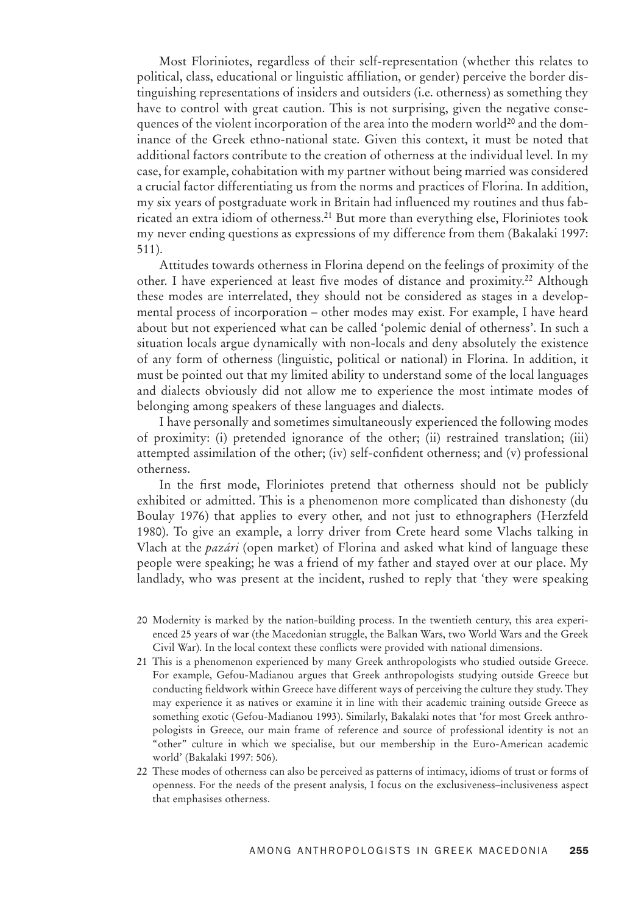Most Floriniotes, regardless of their self-representation (whether this relates to political, class, educational or linguistic affiliation, or gender) perceive the border distinguishing representations of insiders and outsiders (i.e. otherness) as something they have to control with great caution. This is not surprising, given the negative consequences of the violent incorporation of the area into the modern world[20] and the dominance of the Greek ethno-national state. Given this context, it must be noted that additional factors contribute to the creation of otherness at the individual level. In my case, for example, cohabitation with my partner without being married was considered a crucial factor differentiating us from the norms and practices of Florina. In addition, my six years of postgraduate work in Britain had influenced my routines and thus fabricated an extra idiom of otherness.[21] But more than everything else, Floriniotes took my never ending questions as expressions of my difference from them (Bakalaki 1997: 511).

Attitudes towards otherness in Florina depend on the feelings of proximity of the other. I have experienced at least five modes of distance and proximity.[22] Although these modes are interrelated, they should not be considered as stages in a developmental process of incorporation – other modes may exist. For example, I have heard about but not experienced what can be called 'polemic denial of otherness'. In such a situation locals argue dynamically with non-locals and deny absolutely the existence of any form of otherness (linguistic, political or national) in Florina. In addition, it must be pointed out that my limited ability to understand some of the local languages and dialects obviously did not allow me to experience the most intimate modes of belonging among speakers of these languages and dialects.

I have personally and sometimes simultaneously experienced the following modes of proximity: (i) pretended ignorance of the other; (ii) restrained translation; (iii) attempted assimilation of the other; (iv) self-confident otherness; and (v) professional otherness.

In the first mode, Floriniotes pretend that otherness should not be publicly exhibited or admitted. This is a phenomenon more complicated than dishonesty (du Boulay 1976) that applies to every other, and not just to ethnographers (Herzfeld 1980). To give an example, a lorry driver from Crete heard some Vlachs talking in Vlach at the *pazári* (open market) of Florina and asked what kind of language these people were speaking; he was a friend of my father and stayed over at our place. My landlady, who was present at the incident, rushed to reply that 'they were speaking

20 Modernity is marked by the nation-building process. In the twentieth century, this area experienced 25 years of war (the Macedonian struggle, the Balkan Wars, two World Wars and the Greek Civil War). In the local context these conflicts were provided with national dimensions.

21 This is a phenomenon experienced by many Greek anthropologists who studied outside Greece. For example, Gefou-Madianou argues that Greek anthropologists studying outside Greece but conducting fieldwork within Greece have different ways of perceiving the culture they study. They may experience it as natives or examine it in line with their academic training outside Greece as something exotic (Gefou-Madianou 1993). Similarly, Bakalaki notes that 'for most Greek anthropologists in Greece, our main frame of reference and source of professional identity is not an "other" culture in which we specialise, but our membership in the Euro-American academic world' (Bakalaki 1997: 506).

22 These modes of otherness can also be perceived as patterns of intimacy, idioms of trust or forms of openness. For the needs of the present analysis, I focus on the exclusiveness–inclusiveness aspect that emphasises otherness.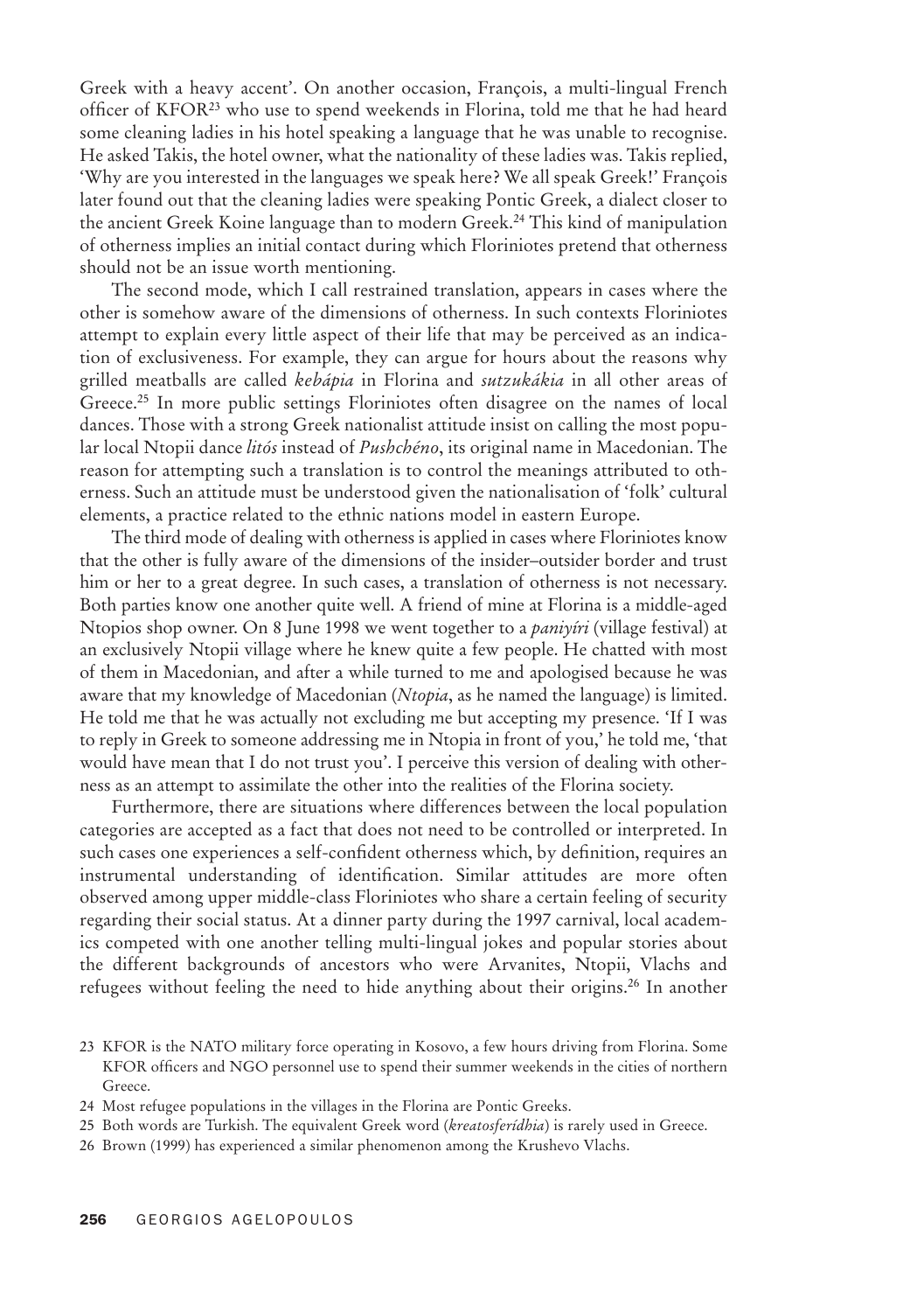Greek with a heavy accent'. On another occasion, François, a multi-lingual French officer of KFOR[23] who use to spend weekends in Florina, told me that he had heard some cleaning ladies in his hotel speaking a language that he was unable to recognise. He asked Takis, the hotel owner, what the nationality of these ladies was. Takis replied, 'Why are you interested in the languages we speak here? We all speak Greek!' François later found out that the cleaning ladies were speaking Pontic Greek, a dialect closer to the ancient Greek Koine language than to modern Greek.[24] This kind of manipulation of otherness implies an initial contact during which Floriniotes pretend that otherness should not be an issue worth mentioning.

The second mode, which I call restrained translation, appears in cases where the other is somehow aware of the dimensions of otherness. In such contexts Floriniotes attempt to explain every little aspect of their life that may be perceived as an indication of exclusiveness. For example, they can argue for hours about the reasons why grilled meatballs are called *kebápia* in Florina and *sutzukákia* in all other areas of Greece.[25] In more public settings Floriniotes often disagree on the names of local dances. Those with a strong Greek nationalist attitude insist on calling the most popular local Ntopii dance *litós* instead of *Pushchéno*, its original name in Macedonian. The reason for attempting such a translation is to control the meanings attributed to otherness. Such an attitude must be understood given the nationalisation of 'folk' cultural elements, a practice related to the ethnic nations model in eastern Europe.

The third mode of dealing with otherness is applied in cases where Floriniotes know that the other is fully aware of the dimensions of the insider–outsider border and trust him or her to a great degree. In such cases, a translation of otherness is not necessary. Both parties know one another quite well. A friend of mine at Florina is a middle-aged Ntopios shop owner. On 8 June 1998 we went together to a *paniyíri* (village festival) at an exclusively Ntopii village where he knew quite a few people. He chatted with most of them in Macedonian, and after a while turned to me and apologised because he was aware that my knowledge of Macedonian (*Ntopia*, as he named the language) is limited. He told me that he was actually not excluding me but accepting my presence. 'If I was to reply in Greek to someone addressing me in Ntopia in front of you,' he told me, 'that would have mean that I do not trust you'. I perceive this version of dealing with otherness as an attempt to assimilate the other into the realities of the Florina society.

Furthermore, there are situations where differences between the local population categories are accepted as a fact that does not need to be controlled or interpreted. In such cases one experiences a self-confident otherness which, by definition, requires an instrumental understanding of identification. Similar attitudes are more often observed among upper middle-class Floriniotes who share a certain feeling of security regarding their social status. At a dinner party during the 1997 carnival, local academics competed with one another telling multi-lingual jokes and popular stories about the different backgrounds of ancestors who were Arvanites, Ntopii, Vlachs and refugees without feeling the need to hide anything about their origins.[26] In another

23 KFOR is the NATO military force operating in Kosovo, a few hours driving from Florina. Some KFOR officers and NGO personnel use to spend their summer weekends in the cities of northern Greece.

24 Most refugee populations in the villages in the Florina are Pontic Greeks.

25 Both words are Turkish. The equivalent Greek word (*kreatosferídhia*) is rarely used in Greece.

26 Brown (1999) has experienced a similar phenomenon among the Krushevo Vlachs.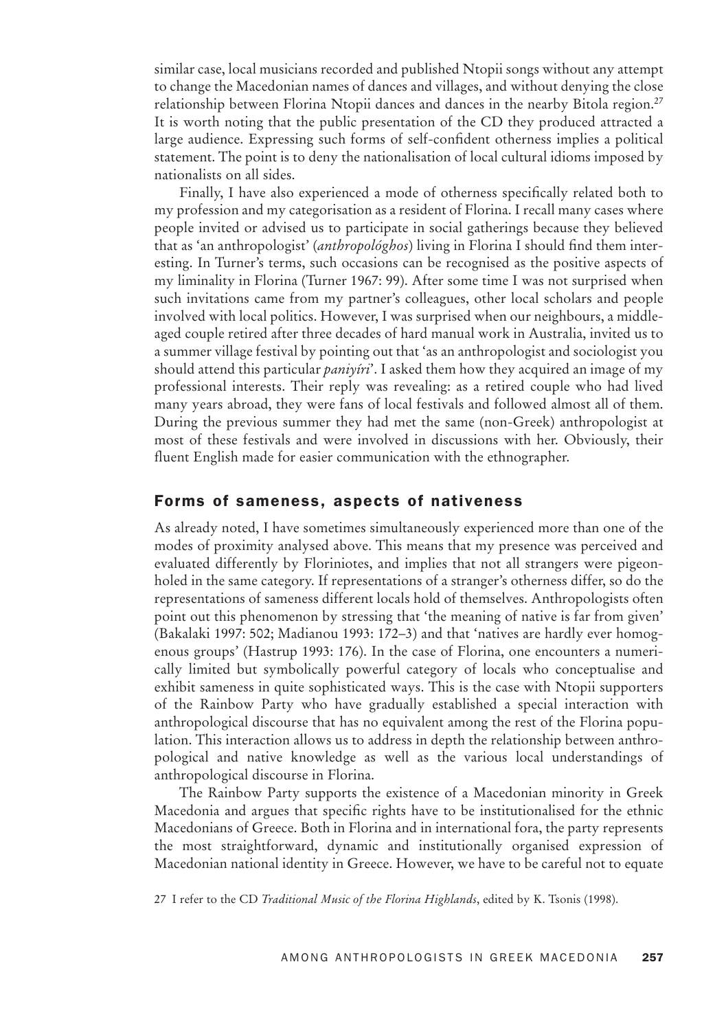similar case, local musicians recorded and published Ntopii songs without any attempt to change the Macedonian names of dances and villages, and without denying the close relationship between Florina Ntopii dances and dances in the nearby Bitola region.[27] It is worth noting that the public presentation of the CD they produced attracted a large audience. Expressing such forms of self-confident otherness implies a political statement. The point is to deny the nationalisation of local cultural idioms imposed by nationalists on all sides.

Finally, I have also experienced a mode of otherness specifically related both to my profession and my categorisation as a resident of Florina. I recall many cases where people invited or advised us to participate in social gatherings because they believed that as 'an anthropologist' (*anthropológhos*) living in Florina I should find them interesting. In Turner's terms, such occasions can be recognised as the positive aspects of my liminality in Florina (Turner 1967: 99). After some time I was not surprised when such invitations came from my partner's colleagues, other local scholars and people involved with local politics. However, I was surprised when our neighbours, a middle-aged couple retired after three decades of hard manual work in Australia, invited us to a summer village festival by pointing out that 'as an anthropologist and sociologist you should attend this particular *paniyíri*'. I asked them how they acquired an image of my professional interests. Their reply was revealing: as a retired couple who had lived many years abroad, they were fans of local festivals and followed almost all of them. During the previous summer they had met the same (non-Greek) anthropologist at most of these festivals and were involved in discussions with her. Obviously, their fluent English made for easier communication with the ethnographer.

## Forms of sameness, aspects of nativeness

As already noted, I have sometimes simultaneously experienced more than one of the modes of proximity analysed above. This means that my presence was perceived and evaluated differently by Floriniotes, and implies that not all strangers were pigeonholed in the same category. If representations of a stranger's otherness differ, so do the representations of sameness different locals hold of themselves. Anthropologists often point out this phenomenon by stressing that 'the meaning of native is far from given' (Bakalaki 1997: 502; Madianou 1993: 172–3) and that 'natives are hardly ever homogenous groups' (Hastrup 1993: 176). In the case of Florina, one encounters a numerically limited but symbolically powerful category of locals who conceptualise and exhibit sameness in quite sophisticated ways. This is the case with Ntopii supporters of the Rainbow Party who have gradually established a special interaction with anthropological discourse that has no equivalent among the rest of the Florina population. This interaction allows us to address in depth the relationship between anthropological and native knowledge as well as the various local understandings of anthropological discourse in Florina.

The Rainbow Party supports the existence of a Macedonian minority in Greek Macedonia and argues that specific rights have to be institutionalised for the ethnic Macedonians of Greece. Both in Florina and in international fora, the party represents the most straightforward, dynamic and institutionally organised expression of Macedonian national identity in Greece. However, we have to be careful not to equate

27 I refer to the CD *Traditional Music of the Florina Highlands*, edited by K. Tsonis (1998).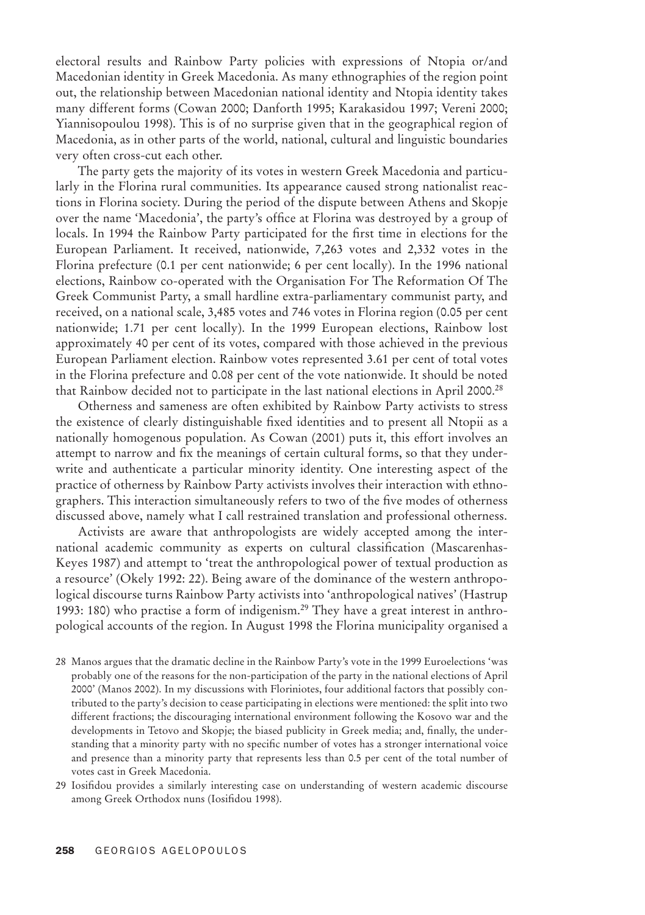electoral results and Rainbow Party policies with expressions of Ntopia or/and Macedonian identity in Greek Macedonia. As many ethnographies of the region point out, the relationship between Macedonian national identity and Ntopia identity takes many different forms (Cowan 2000; Danforth 1995; Karakasidou 1997; Vereni 2000; Yiannisopoulou 1998). This is of no surprise given that in the geographical region of Macedonia, as in other parts of the world, national, cultural and linguistic boundaries very often cross-cut each other.

The party gets the majority of its votes in western Greek Macedonia and particularly in the Florina rural communities. Its appearance caused strong nationalist reactions in Florina society. During the period of the dispute between Athens and Skopje over the name 'Macedonia', the party's office at Florina was destroyed by a group of locals. In 1994 the Rainbow Party participated for the first time in elections for the European Parliament. It received, nationwide, 7,263 votes and 2,332 votes in the Florina prefecture (0.1 per cent nationwide; 6 per cent locally). In the 1996 national elections, Rainbow co-operated with the Organisation For The Reformation Of The Greek Communist Party, a small hardline extra-parliamentary communist party, and received, on a national scale, 3,485 votes and 746 votes in Florina region (0.05 per cent nationwide; 1.71 per cent locally). In the 1999 European elections, Rainbow lost approximately 40 per cent of its votes, compared with those achieved in the previous European Parliament election. Rainbow votes represented 3.61 per cent of total votes in the Florina prefecture and 0.08 per cent of the vote nationwide. It should be noted that Rainbow decided not to participate in the last national elections in April 2000.[28]

Otherness and sameness are often exhibited by Rainbow Party activists to stress the existence of clearly distinguishable fixed identities and to present all Ntopii as a nationally homogenous population. As Cowan (2001) puts it, this effort involves an attempt to narrow and fix the meanings of certain cultural forms, so that they underwrite and authenticate a particular minority identity. One interesting aspect of the practice of otherness by Rainbow Party activists involves their interaction with ethnographers. This interaction simultaneously refers to two of the five modes of otherness discussed above, namely what I call restrained translation and professional otherness.

Activists are aware that anthropologists are widely accepted among the international academic community as experts on cultural classification (Mascarenhas-Keyes 1987) and attempt to 'treat the anthropological power of textual production as a resource' (Okely 1992: 22). Being aware of the dominance of the western anthropological discourse turns Rainbow Party activists into 'anthropological natives' (Hastrup 1993: 180) who practise a form of indigenism.[29] They have a great interest in anthropological accounts of the region. In August 1998 the Florina municipality organised a

28 Manos argues that the dramatic decline in the Rainbow Party's vote in the 1999 Euroelections 'was probably one of the reasons for the non-participation of the party in the national elections of April 2000' (Manos 2002). In my discussions with Floriniotes, four additional factors that possibly contributed to the party's decision to cease participating in elections were mentioned: the split into two different fractions; the discouraging international environment following the Kosovo war and the developments in Tetovo and Skopje; the biased publicity in Greek media; and, finally, the understanding that a minority party with no specific number of votes has a stronger international voice and presence than a minority party that represents less than 0.5 per cent of the total number of votes cast in Greek Macedonia.

29 Iosifidou provides a similarly interesting case on understanding of western academic discourse among Greek Orthodox nuns (Iosifidou 1998).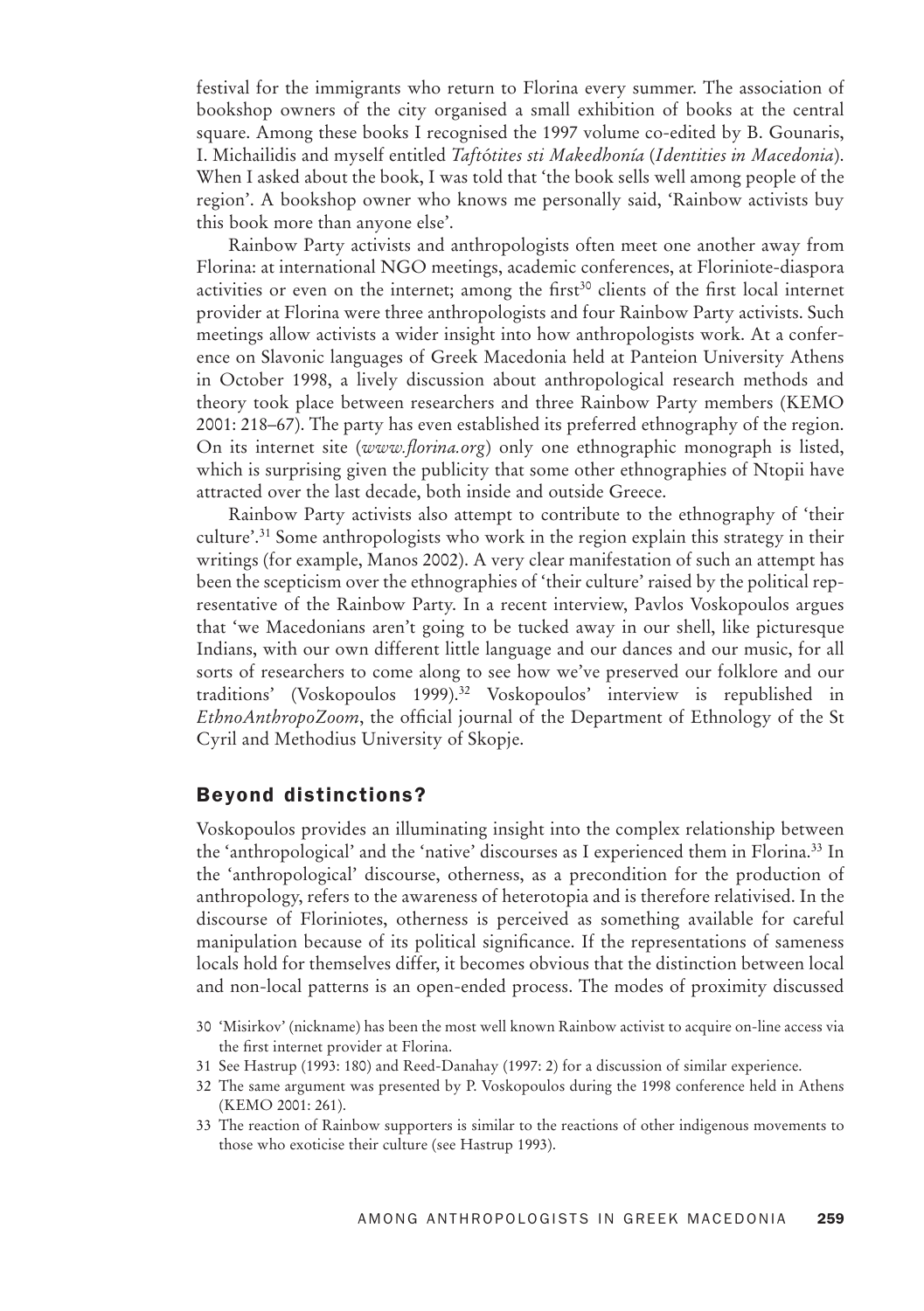festival for the immigrants who return to Florina every summer. The association of bookshop owners of the city organised a small exhibition of books at the central square. Among these books I recognised the 1997 volume co-edited by B. Gounaris, I. Michailidis and myself entitled *Taftótites sti Makedhonía* (*Identities in Macedonia*). When I asked about the book, I was told that 'the book sells well among people of the region'. A bookshop owner who knows me personally said, 'Rainbow activists buy this book more than anyone else'.

Rainbow Party activists and anthropologists often meet one another away from Florina: at international NGO meetings, academic conferences, at Floriniote-diaspora activities or even on the internet; among the first[30] clients of the first local internet provider at Florina were three anthropologists and four Rainbow Party activists. Such meetings allow activists a wider insight into how anthropologists work. At a conference on Slavonic languages of Greek Macedonia held at Panteion University Athens in October 1998, a lively discussion about anthropological research methods and theory took place between researchers and three Rainbow Party members (KEMO 2001: 218–67). The party has even established its preferred ethnography of the region. On its internet site (*www.florina.org*) only one ethnographic monograph is listed, which is surprising given the publicity that some other ethnographies of Ntopii have attracted over the last decade, both inside and outside Greece.

Rainbow Party activists also attempt to contribute to the ethnography of 'their culture'.[31] Some anthropologists who work in the region explain this strategy in their writings (for example, Manos 2002). A very clear manifestation of such an attempt has been the scepticism over the ethnographies of 'their culture' raised by the political representative of the Rainbow Party. In a recent interview, Pavlos Voskopoulos argues that 'we Macedonians aren't going to be tucked away in our shell, like picturesque Indians, with our own different little language and our dances and our music, for all sorts of researchers to come along to see how we've preserved our folklore and our traditions' (Voskopoulos 1999).[32] Voskopoulos' interview is republished in *EthnoAnthropoZoom*, the official journal of the Department of Ethnology of the St Cyril and Methodius University of Skopje.

## Beyond distinctions?

Voskopoulos provides an illuminating insight into the complex relationship between the 'anthropological' and the 'native' discourses as I experienced them in Florina.[33] In the 'anthropological' discourse, otherness, as a precondition for the production of anthropology, refers to the awareness of heterotopia and is therefore relativised. In the discourse of Floriniotes, otherness is perceived as something available for careful manipulation because of its political significance. If the representations of sameness locals hold for themselves differ, it becomes obvious that the distinction between local and non-local patterns is an open-ended process. The modes of proximity discussed

30 'Misirkov' (nickname) has been the most well known Rainbow activist to acquire on-line access via the first internet provider at Florina.

31 See Hastrup (1993: 180) and Reed-Danahay (1997: 2) for a discussion of similar experience.

32 The same argument was presented by P. Voskopoulos during the 1998 conference held in Athens (KEMO 2001: 261).

33 The reaction of Rainbow supporters is similar to the reactions of other indigenous movements to those who exoticise their culture (see Hastrup 1993).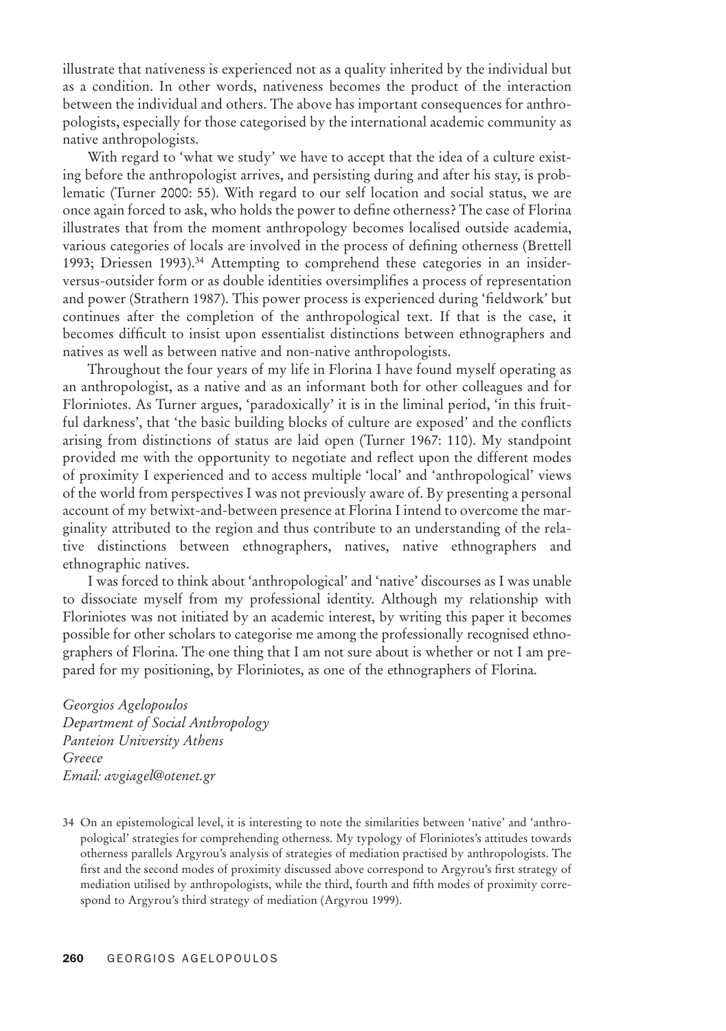illustrate that nativeness is experienced not as a quality inherited by the individual but as a condition. In other words, nativeness becomes the product of the interaction between the individual and others. The above has important consequences for anthropologists, especially for those categorised by the international academic community as native anthropologists.

With regard to 'what we study' we have to accept that the idea of a culture existing before the anthropologist arrives, and persisting during and after his stay, is problematic (Turner 2000: 55). With regard to our self location and social status, we are once again forced to ask, who holds the power to define otherness? The case of Florina illustrates that from the moment anthropology becomes localised outside academia, various categories of locals are involved in the process of defining otherness (Brettell 1993; Driessen 1993).[34] Attempting to comprehend these categories in an insider-versus-outsider form or as double identities oversimplifies a process of representation and power (Strathern 1987). This power process is experienced during 'fieldwork' but continues after the completion of the anthropological text. If that is the case, it becomes difficult to insist upon essentialist distinctions between ethnographers and natives as well as between native and non-native anthropologists.

Throughout the four years of my life in Florina I have found myself operating as an anthropologist, as a native and as an informant both for other colleagues and for Floriniotes. As Turner argues, 'paradoxically' it is in the liminal period, 'in this fruitful darkness', that 'the basic building blocks of culture are exposed' and the conflicts arising from distinctions of status are laid open (Turner 1967: 110). My standpoint provided me with the opportunity to negotiate and reflect upon the different modes of proximity I experienced and to access multiple 'local' and 'anthropological' views of the world from perspectives I was not previously aware of. By presenting a personal account of my betwixt-and-between presence at Florina I intend to overcome the marginality attributed to the region and thus contribute to an understanding of the relative distinctions between ethnographers, natives, native ethnographers and ethnographic natives.

I was forced to think about 'anthropological' and 'native' discourses as I was unable to dissociate myself from my professional identity. Although my relationship with Floriniotes was not initiated by an academic interest, by writing this paper it becomes possible for other scholars to categorise me among the professionally recognised ethnographers of Florina. The one thing that I am not sure about is whether or not I am prepared for my positioning, by Floriniotes, as one of the ethnographers of Florina.

*Georgios Agelopoulos*
*Department of Social Anthropology*
*Panteion University Athens*
*Greece*
*Email: avgiagel@otenet.gr*

34 On an epistemological level, it is interesting to note the similarities between 'native' and 'anthropological' strategies for comprehending otherness. My typology of Floriniotes's attitudes towards otherness parallels Argyrou's analysis of strategies of mediation practised by anthropologists. The first and the second modes of proximity discussed above correspond to Argyrou's first strategy of mediation utilised by anthropologists, while the third, fourth and fifth modes of proximity correspond to Argyrou's third strategy of mediation (Argyrou 1999).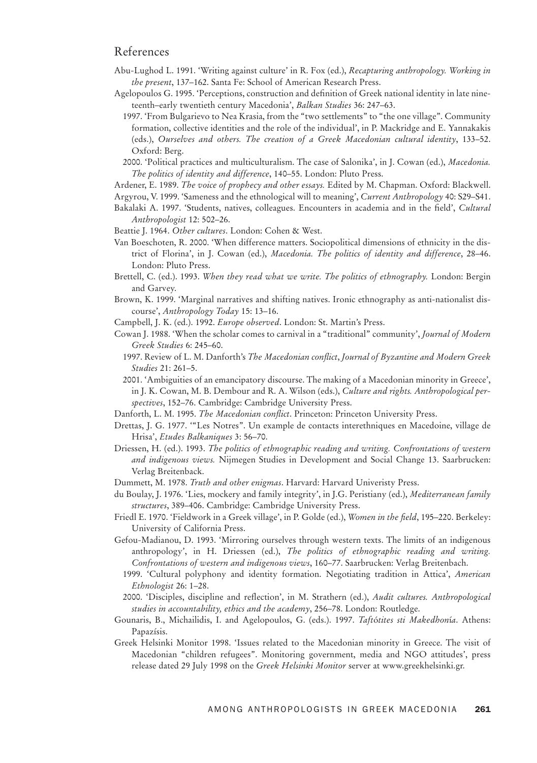## References

Abu-Lughod L. 1991. 'Writing against culture' in R. Fox (ed.), *Recapturing anthropology. Working in the present*, 137–162. Santa Fe: School of American Research Press.

Agelopoulos G. 1995. 'Perceptions, construction and definition of Greek national identity in late nineteenth–early twentieth century Macedonia', *Balkan Studies* 36: 247–63.

1997. 'From Bulgarievo to Nea Krasia, from the "two settlements" to "the one village". Community formation, collective identities and the role of the individual', in P. Mackridge and E. Yannakakis (eds.), *Ourselves and others. The creation of a Greek Macedonian cultural identity*, 133–52. Oxford: Berg.

2000. 'Political practices and multiculturalism. The case of Salonika', in J. Cowan (ed.), *Macedonia. The politics of identity and difference*, 140–55. London: Pluto Press.

Ardener, E. 1989. *The voice of prophecy and other essays.* Edited by M. Chapman. Oxford: Blackwell.

Argyrou, V. 1999. 'Sameness and the ethnological will to meaning', *Current Anthropology* 40: S29–S41.

Bakalaki A. 1997. 'Students, natives, colleagues. Encounters in academia and in the field', *Cultural Anthropologist* 12: 502–26.

Beattie J. 1964. *Other cultures*. London: Cohen & West.

Van Boeschoten, R. 2000. 'When difference matters. Sociopolitical dimensions of ethnicity in the district of Florina', in J. Cowan (ed.), *Macedonia. The politics of identity and difference*, 28–46. London: Pluto Press.

Brettell, C. (ed.). 1993. *When they read what we write. The politics of ethnography.* London: Bergin and Garvey.

Brown, K. 1999. 'Marginal narratives and shifting natives. Ironic ethnography as anti-nationalist discourse', *Anthropology Today* 15: 13–16.

Campbell, J. K. (ed.). 1992. *Europe observed*. London: St. Martin's Press.

Cowan J. 1988. 'When the scholar comes to carnival in a "traditional" community', *Journal of Modern Greek Studies* 6: 245–60.

1997. Review of L. M. Danforth's *The Macedonian conflict*, *Journal of Byzantine and Modern Greek Studies* 21: 261–5.

2001. 'Ambiguities of an emancipatory discourse. The making of a Macedonian minority in Greece', in J. K. Cowan, M. B. Dembour and R. A. Wilson (eds.), *Culture and rights. Anthropological perspectives*, 152–76. Cambridge: Cambridge University Press.

Danforth, L. M. 1995. *The Macedonian conflict*. Princeton: Princeton University Press.

Drettas, J. G. 1977. '"Les Notres". Un example de contacts interethniques en Macedoine, village de Hrisa', *Etudes Balkaniques* 3: 56–70.

Driessen, H. (ed.). 1993. *The politics of ethnographic reading and writing. Confrontations of western and indigenous views.* Nijmegen Studies in Development and Social Change 13. Saarbrucken: Verlag Breitenback.

Dummett, M. 1978. *Truth and other enigmas*. Harvard: Harvard Univeristy Press.

du Boulay, J. 1976. 'Lies, mockery and family integrity', in J.G. Peristiany (ed.), *Mediterranean family structures*, 389–406. Cambridge: Cambridge University Press.

Friedl E. 1970. 'Fieldwork in a Greek village', in P. Golde (ed.), *Women in the field*, 195–220. Berkeley: University of California Press.

Gefou-Madianou, D. 1993. 'Mirroring ourselves through western texts. The limits of an indigenous anthropology', in H. Driessen (ed.), *The politics of ethnographic reading and writing. Confrontations of western and indigenous views*, 160–77. Saarbrucken: Verlag Breitenbach.

1999. 'Cultural polyphony and identity formation. Negotiating tradition in Attica', *American Ethnologist* 26: 1–28.

2000. 'Disciples, discipline and reflection', in M. Strathern (ed.), *Audit cultures. Anthropological studies in accountability, ethics and the academy*, 256–78. London: Routledge.

Gounaris, B., Michailidis, I. and Agelopoulos, G. (eds.). 1997. *Taftótites sti Makedhonía*. Athens: Papazísis.

Greek Helsinki Monitor 1998. 'Issues related to the Macedonian minority in Greece. The visit of Macedonian "children refugees". Monitoring government, media and NGO attitudes', press release dated 29 July 1998 on the *Greek Helsinki Monitor* server at www.greekhelsinki.gr.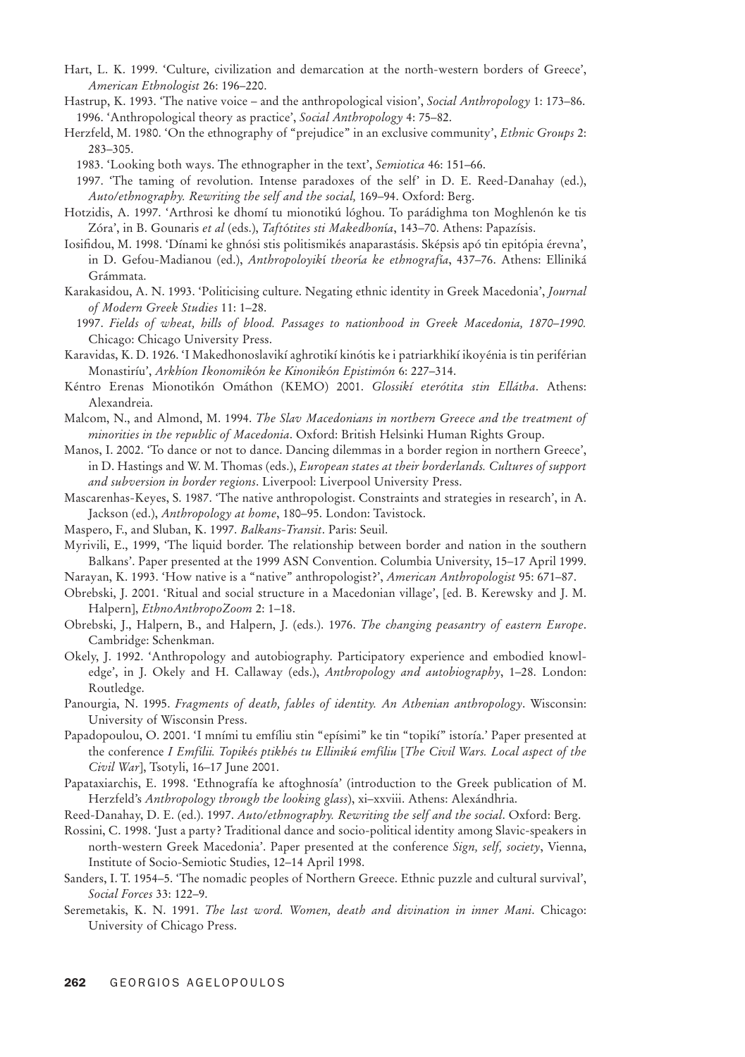Hart, L. K. 1999. 'Culture, civilization and demarcation at the north-western borders of Greece', *American Ethnologist* 26: 196–220.

Hastrup, K. 1993. 'The native voice – and the anthropological vision', *Social Anthropology* 1: 173–86.
1996. 'Anthropological theory as practice', *Social Anthropology* 4: 75–82.

Herzfeld, M. 1980. 'On the ethnography of "prejudice" in an exclusive community', *Ethnic Groups* 2: 283–305.
1983. 'Looking both ways. The ethnographer in the text', *Semiotica* 46: 151–66.
1997. 'The taming of revolution. Intense paradoxes of the self' in D. E. Reed-Danahay (ed.), *Auto/ethnography. Rewriting the self and the social,* 169–94. Oxford: Berg.

Hotzidis, A. 1997. 'Arthrosi ke dhomí tu mionotikú lóghou. To parádighma ton Moghlenón ke tis Zóra', in B. Gounaris *et al* (eds.), *Taftótites sti Makedhonía*, 143–70. Athens: Papazísis.

Iosifidou, M. 1998. 'Dínami ke ghnósi stis politismikés anaparastásis. Sképsis apó tin epitópia érevna', in D. Gefou-Madianou (ed.), *Anthropoloyikí theoría ke ethnografía*, 437–76. Athens: Elliniká Grámmata.

Karakasidou, A. N. 1993. 'Politicising culture. Negating ethnic identity in Greek Macedonia', *Journal of Modern Greek Studies* 11: 1–28.
1997. *Fields of wheat, hills of blood. Passages to nationhood in Greek Macedonia, 1870–1990.* Chicago: Chicago University Press.

Karavidas, K. D. 1926. 'I Makedhonoslavikí aghrotikí kinótis ke i patriarkhikí ikoyénia is tin periférian Monastiríu', *Arkhíon Ikonomikón ke Kinonikón Epistimón* 6: 227–314.

Kéntro Erenas Mionotikón Omáthon (KEMO) 2001. *Glossikí eterótita stin Ellátha*. Athens: Alexandreia.

Malcom, N., and Almond, M. 1994. *The Slav Macedonians in northern Greece and the treatment of minorities in the republic of Macedonia*. Oxford: British Helsinki Human Rights Group.

Manos, I. 2002. 'To dance or not to dance. Dancing dilemmas in a border region in northern Greece', in D. Hastings and W. M. Thomas (eds.), *European states at their borderlands. Cultures of support and subversion in border regions*. Liverpool: Liverpool University Press.

Mascarenhas-Keyes, S. 1987. 'The native anthropologist. Constraints and strategies in research', in A. Jackson (ed.), *Anthropology at home*, 180–95. London: Tavistock.

Maspero, F., and Sluban, K. 1997. *Balkans-Transit*. Paris: Seuil.

Myrivili, E., 1999, 'The liquid border. The relationship between border and nation in the southern Balkans'. Paper presented at the 1999 ASN Convention. Columbia University, 15–17 April 1999.

Narayan, K. 1993. 'How native is a "native" anthropologist?', *American Anthropologist* 95: 671–87.

Obrebski, J. 2001. 'Ritual and social structure in a Macedonian village', [ed. B. Kerewsky and J. M. Halpern], *EthnoAnthropoZoom* 2: 1–18.

Obrebski, J., Halpern, B., and Halpern, J. (eds.). 1976. *The changing peasantry of eastern Europe*. Cambridge: Schenkman.

Okely, J. 1992. 'Anthropology and autobiography. Participatory experience and embodied knowledge', in J. Okely and H. Callaway (eds.), *Anthropology and autobiography*, 1–28. London: Routledge.

Panourgia, N. 1995. *Fragments of death, fables of identity. An Athenian anthropology*. Wisconsin: University of Wisconsin Press.

Papadopoulou, O. 2001. 'I mními tu emfíliu stin "epísimi" ke tin "topikí" istoría.' Paper presented at the conference *I Emfílii. Topikés ptikhés tu Ellinikú emfíliu* [*The Civil Wars. Local aspect of the Civil War*], Tsotyli, 16–17 June 2001.

Papataxiarchis, E. 1998. 'Ethnografía ke aftoghnosía' (introduction to the Greek publication of M. Herzfeld's *Anthropology through the looking glass*), xi–xxviii. Athens: Alexándhria.

Reed-Danahay, D. E. (ed.). 1997. *Auto/ethnography. Rewriting the self and the social*. Oxford: Berg.

Rossini, C. 1998. 'Just a party? Traditional dance and socio-political identity among Slavic-speakers in north-western Greek Macedonia'. Paper presented at the conference *Sign, self, society*, Vienna, Institute of Socio-Semiotic Studies, 12–14 April 1998.

Sanders, I. T. 1954–5. 'The nomadic peoples of Northern Greece. Ethnic puzzle and cultural survival', *Social Forces* 33: 122–9.

Seremetakis, K. N. 1991. *The last word. Women, death and divination in inner Mani*. Chicago: University of Chicago Press.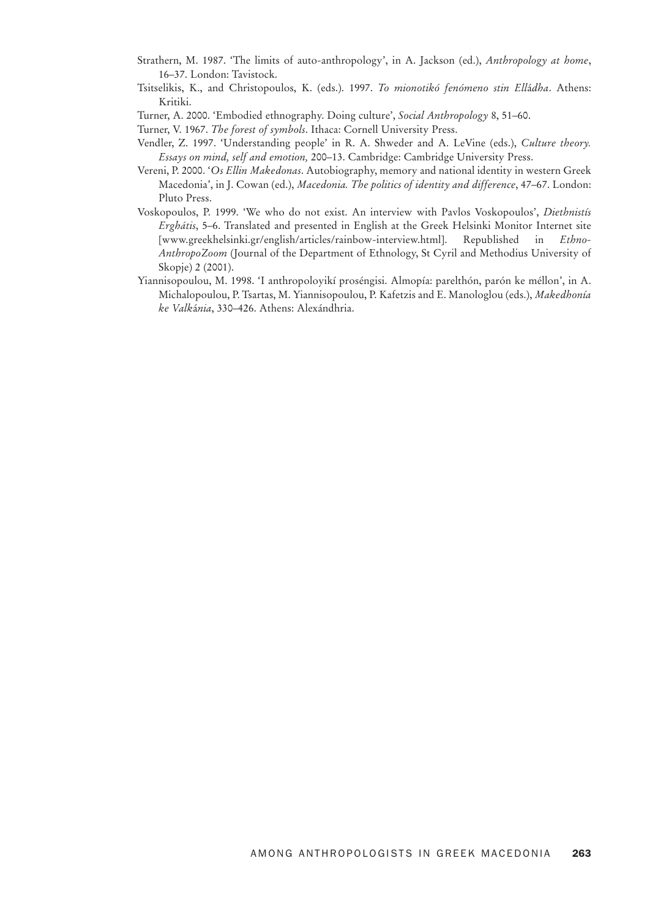Strathern, M. 1987. 'The limits of auto-anthropology', in A. Jackson (ed.), *Anthropology at home*, 16–37. London: Tavistock.

Tsitselikis, K., and Christopoulos, K. (eds.). 1997. *To mionotikó fenómeno stin Ellâdha*. Athens: Kritiki.

Turner, A. 2000. 'Embodied ethnography. Doing culture', *Social Anthropology* 8, 51–60.

Turner, V. 1967. *The forest of symbols*. Ithaca: Cornell University Press.

Vendler, Z. 1997. 'Understanding people' in R. A. Shweder and A. LeVine (eds.), *Culture theory. Essays on mind, self and emotion,* 200–13. Cambridge: Cambridge University Press.

Vereni, P. 2000. '*Os Ellin Makedonas*. Autobiography, memory and national identity in western Greek Macedonia', in J. Cowan (ed.), *Macedonia. The politics of identity and difference*, 47–67. London: Pluto Press.

Voskopoulos, P. 1999. 'We who do not exist. An interview with Pavlos Voskopoulos', *Diethnistís Erghátis*, 5–6. Translated and presented in English at the Greek Helsinki Monitor Internet site [www.greekhelsinki.gr/english/articles/rainbow-interview.html]. Republished in *Ethno-AnthropoZoom* (Journal of the Department of Ethnology, St Cyril and Methodius University of Skopje) 2 (2001).

Yiannisopoulou, M. 1998. 'I anthropoloyikí proséngisi. Almopía: parelthón, parón ke méllon', in A. Michalopoulou, P. Tsartas, M. Yiannisopoulou, P. Kafetzis and E. Manologlou (eds.), *Makedhonía ke Valkánia*, 330–426. Athens: Alexándhria.